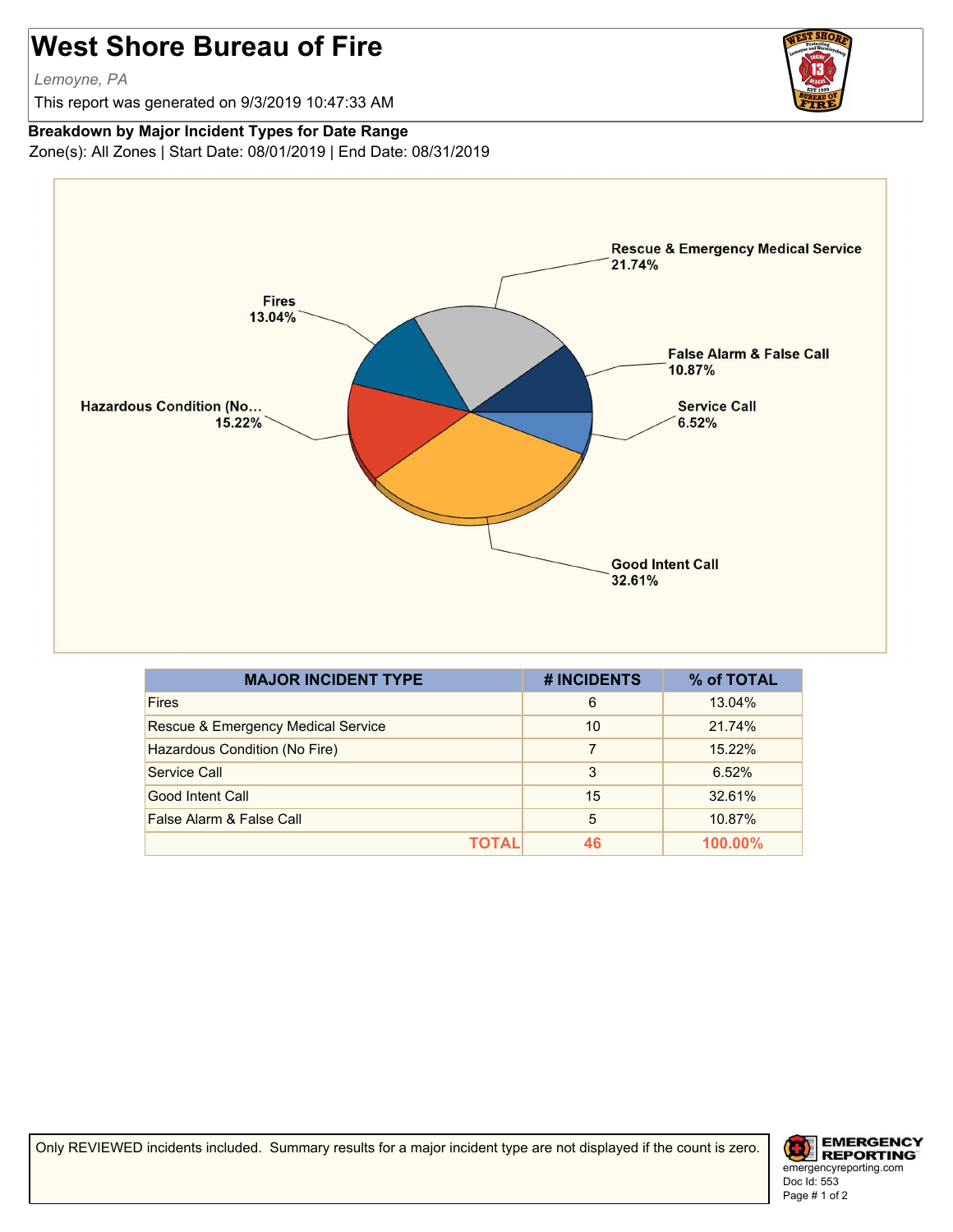# West Shore Bureau of Fire

*Lemoyne, PA*

This report was generated on 9/3/2019 10:47:33 AM

**Breakdown by Major Incident Types for Date Range**

Zone(s): All Zones | Start Date: 08/01/2019 | End Date: 08/31/2019

Rescue & Emergency Medical Service
21.74%

Fires
13.04%

False Alarm & False Call
10.87%

Hazardous Condition (No...
15.22%

Service Call
6.52%

Good Intent Call
32.61%

| MAJOR INCIDENT TYPE | # INCIDENTS | % of TOTAL |
|---|---|---|
| Fires | 6 | 13.04% |
| Rescue & Emergency Medical Service | 10 | 21.74% |
| Hazardous Condition (No Fire) | 7 | 15.22% |
| Service Call | 3 | 6.52% |
| Good Intent Call | 15 | 32.61% |
| False Alarm & False Call | 5 | 10.87% |
| **TOTAL** | **46** | **100.00%** |

Only REVIEWED incidents included. Summary results for a major incident type are not displayed if the count is zero.

EMERGENCY REPORTING
emergencyreporting.com
Doc Id: 553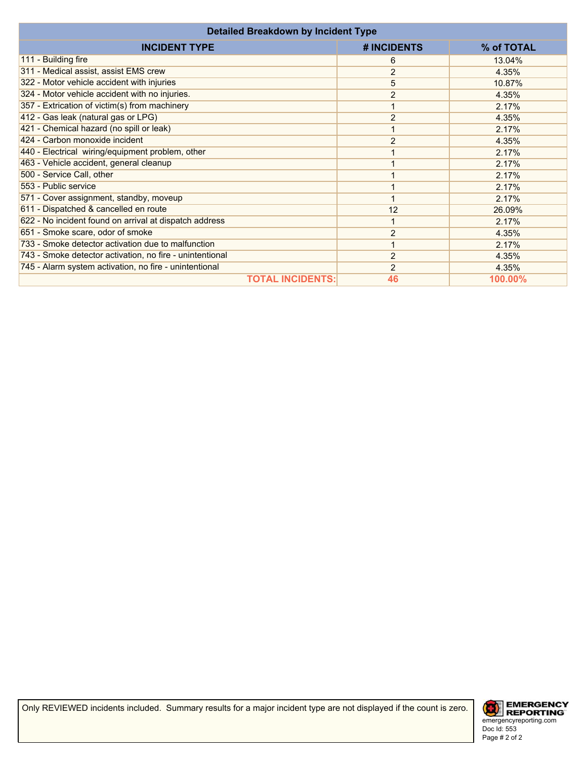## Detailed Breakdown by Incident Type

| INCIDENT TYPE | # INCIDENTS | % of TOTAL |
|---|---|---|
| 111 - Building fire | 6 | 13.04% |
| 311 - Medical assist, assist EMS crew | 2 | 4.35% |
| 322 - Motor vehicle accident with injuries | 5 | 10.87% |
| 324 - Motor vehicle accident with no injuries. | 2 | 4.35% |
| 357 - Extrication of victim(s) from machinery | 1 | 2.17% |
| 412 - Gas leak (natural gas or LPG) | 2 | 4.35% |
| 421 - Chemical hazard (no spill or leak) | 1 | 2.17% |
| 424 - Carbon monoxide incident | 2 | 4.35% |
| 440 - Electrical wiring/equipment problem, other | 1 | 2.17% |
| 463 - Vehicle accident, general cleanup | 1 | 2.17% |
| 500 - Service Call, other | 1 | 2.17% |
| 553 - Public service | 1 | 2.17% |
| 571 - Cover assignment, standby, moveup | 1 | 2.17% |
| 611 - Dispatched & cancelled en route | 12 | 26.09% |
| 622 - No incident found on arrival at dispatch address | 1 | 2.17% |
| 651 - Smoke scare, odor of smoke | 2 | 4.35% |
| 733 - Smoke detector activation due to malfunction | 1 | 2.17% |
| 743 - Smoke detector activation, no fire - unintentional | 2 | 4.35% |
| 745 - Alarm system activation, no fire - unintentional | 2 | 4.35% |
| **TOTAL INCIDENTS:** | **46** | **100.00%** |

Only REVIEWED incidents included. Summary results for a major incident type are not displayed if the count is zero.

EMERGENCY REPORTING
emergencyreporting.com
Doc Id: 553